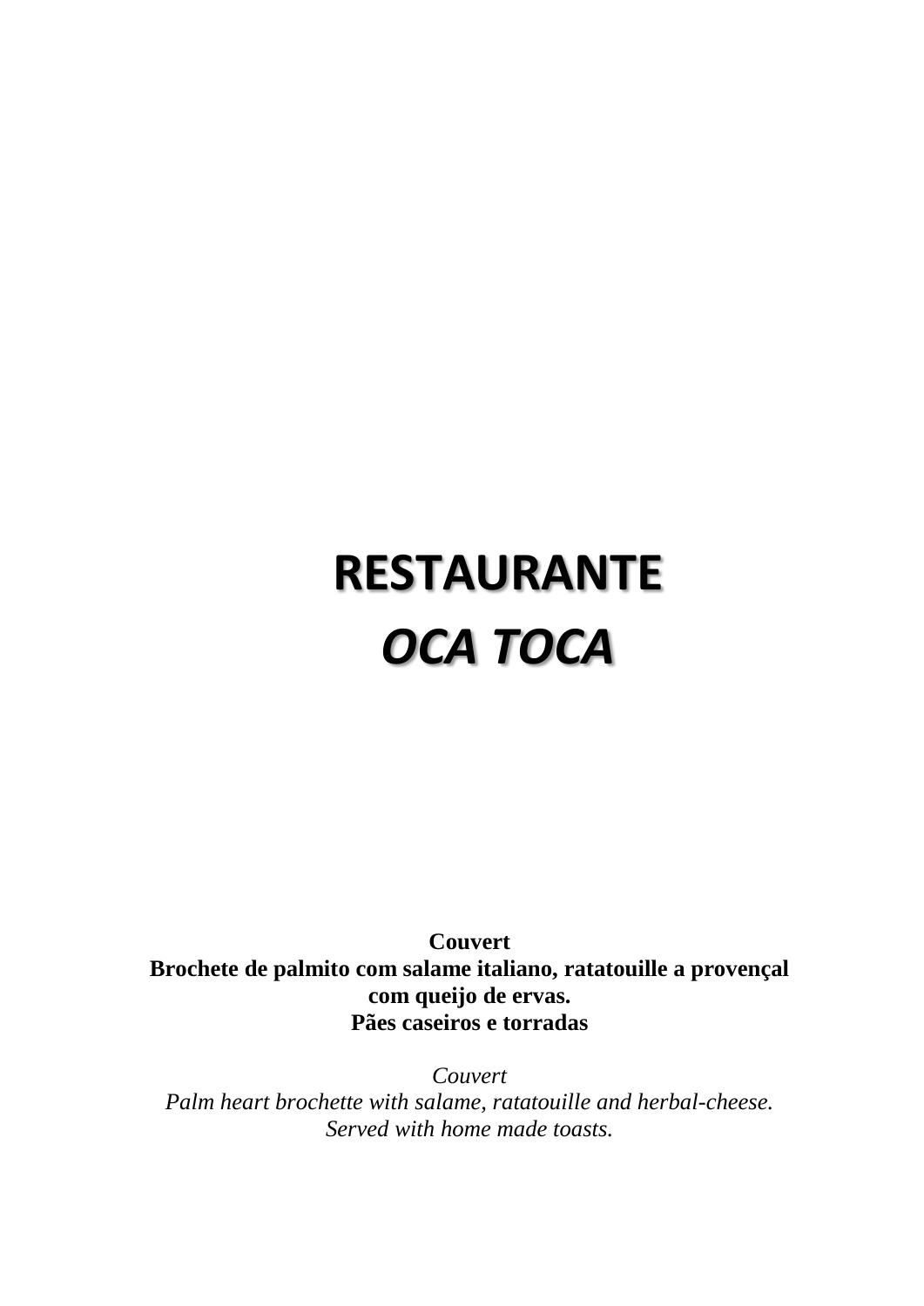# RESTAURANTE

# *OCA TOCA*

**Couvert**
**Brochete de palmito com salame italiano, ratatouille a provençal com queijo de ervas.**
**Pães caseiros e torradas**

*Couvert*
*Palm heart brochette with salame, ratatouille and herbal-cheese.*
*Served with home made toasts.*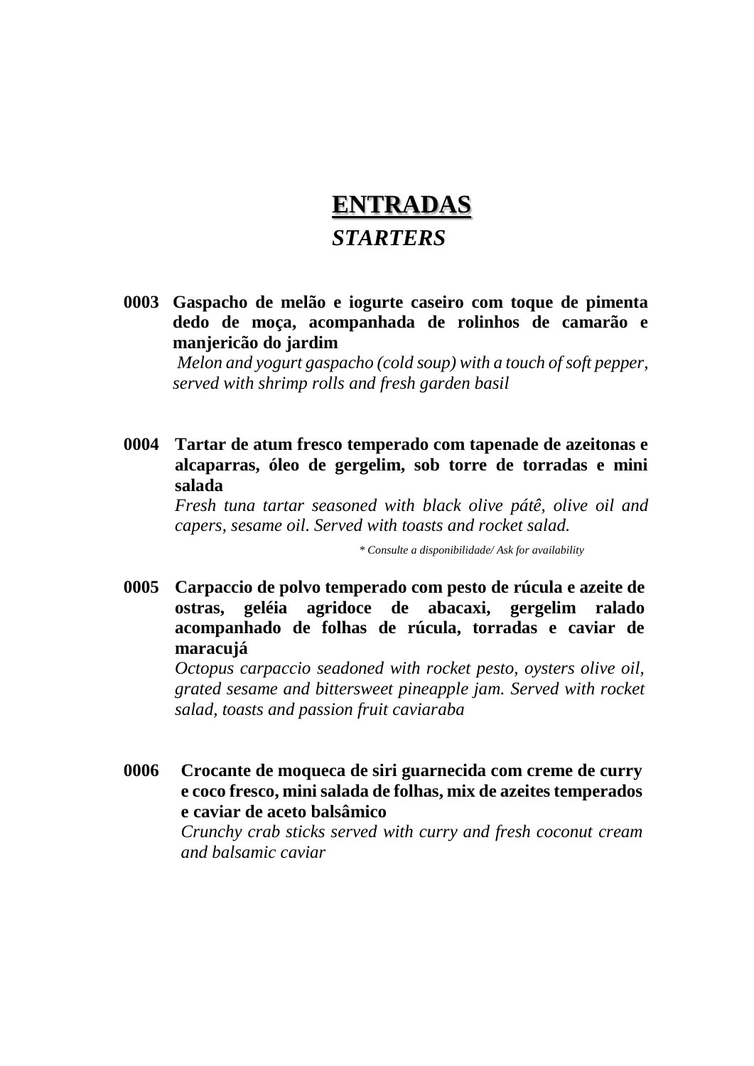# ENTRADAS

## *STARTERS*

**0003 Gaspacho de melão e iogurte caseiro com toque de pimenta dedo de moça, acompanhada de rolinhos de camarão e manjericão do jardim**
*Melon and yogurt gaspacho (cold soup) with a touch of soft pepper, served with shrimp rolls and fresh garden basil*

**0004 Tartar de atum fresco temperado com tapenade de azeitonas e alcaparras, óleo de gergelim, sob torre de torradas e mini salada**
*Fresh tuna tartar seasoned with black olive pátê, olive oil and capers, sesame oil. Served with toasts and rocket salad.*

*\* Consulte a disponibilidade/ Ask for availability*

**0005 Carpaccio de polvo temperado com pesto de rúcula e azeite de ostras, geléia agridoce de abacaxi, gergelim ralado acompanhado de folhas de rúcula, torradas e caviar de maracujá**
*Octopus carpaccio seadoned with rocket pesto, oysters olive oil, grated sesame and bittersweet pineapple jam. Served with rocket salad, toasts and passion fruit caviaraba*

**0006 Crocante de moqueca de siri guarnecida com creme de curry e coco fresco, mini salada de folhas, mix de azeites temperados e caviar de aceto balsâmico**
*Crunchy crab sticks served with curry and fresh coconut cream and balsamic caviar*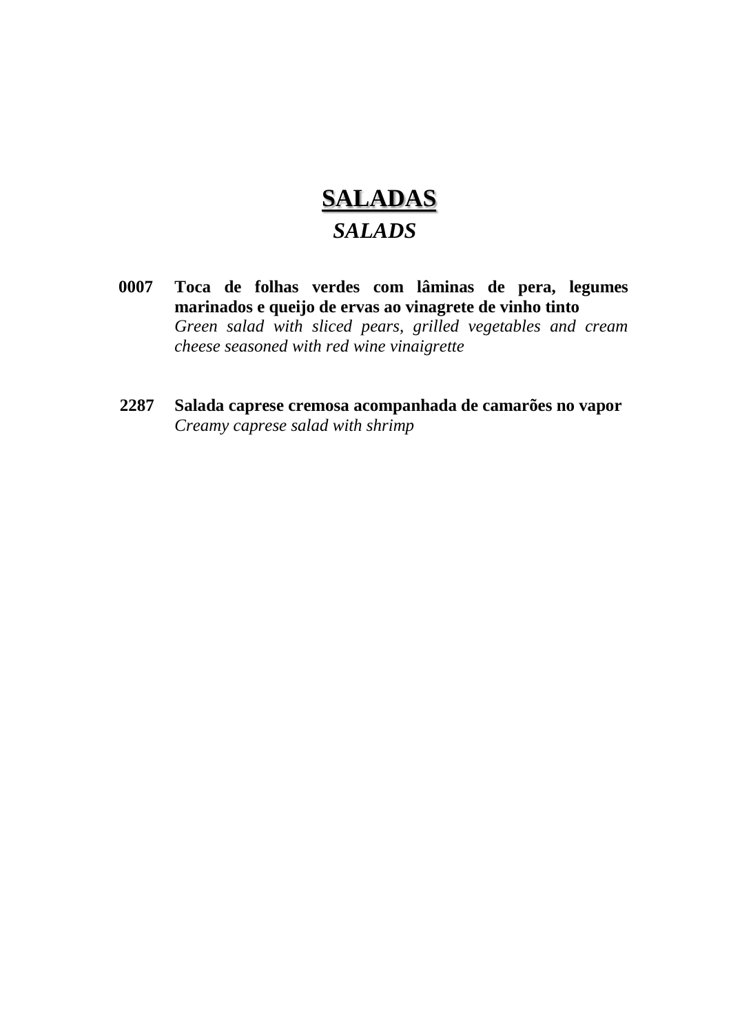# SALADAS

## *SALADS*

**0007** **Toca de folhas verdes com lâminas de pera, legumes marinados e queijo de ervas ao vinagrete de vinho tinto**
*Green salad with sliced pears, grilled vegetables and cream cheese seasoned with red wine vinaigrette*

**2287** **Salada caprese cremosa acompanhada de camarões no vapor**
*Creamy caprese salad with shrimp*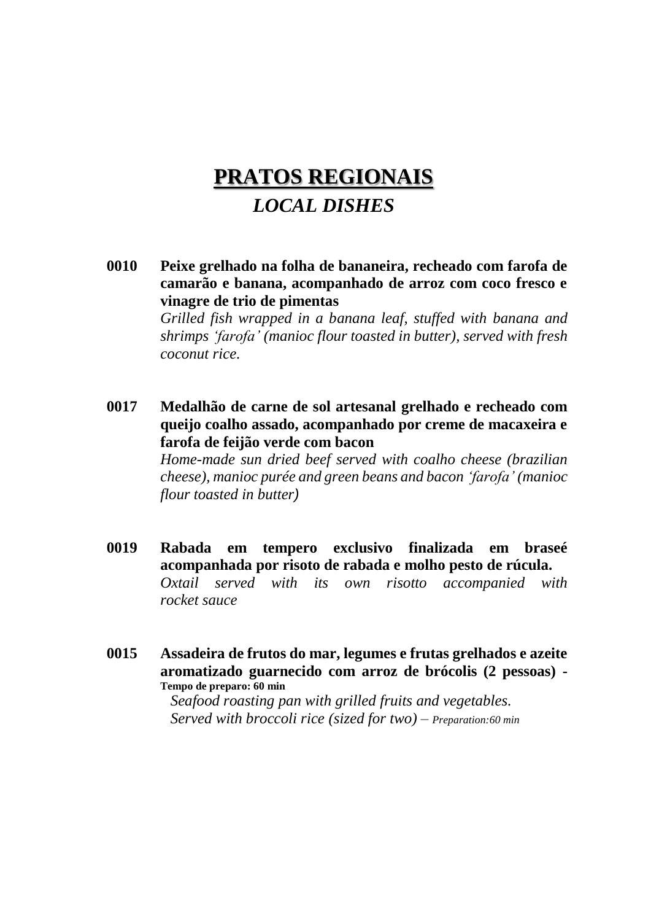# PRATOS REGIONAIS

## *LOCAL DISHES*

**0010** **Peixe grelhado na folha de bananeira, recheado com farofa de camarão e banana, acompanhado de arroz com coco fresco e vinagre de trio de pimentas**
*Grilled fish wrapped in a banana leaf, stuffed with banana and shrimps 'farofa' (manioc flour toasted in butter), served with fresh coconut rice.*

**0017** **Medalhão de carne de sol artesanal grelhado e recheado com queijo coalho assado, acompanhado por creme de macaxeira e farofa de feijão verde com bacon**
*Home-made sun dried beef served with coalho cheese (brazilian cheese), manioc purée and green beans and bacon 'farofa' (manioc flour toasted in butter)*

**0019** **Rabada em tempero exclusivo finalizada em braseé acompanhada por risoto de rabada e molho pesto de rúcula.**
*Oxtail served with its own risotto accompanied with rocket sauce*

**0015** **Assadeira de frutos do mar, legumes e frutas grelhados e azeite aromatizado guarnecido com arroz de brócolis (2 pessoas) - Tempo de preparo: 60 min**
*Seafood roasting pan with grilled fruits and vegetables.*
*Served with broccoli rice (sized for two) – Preparation:60 min*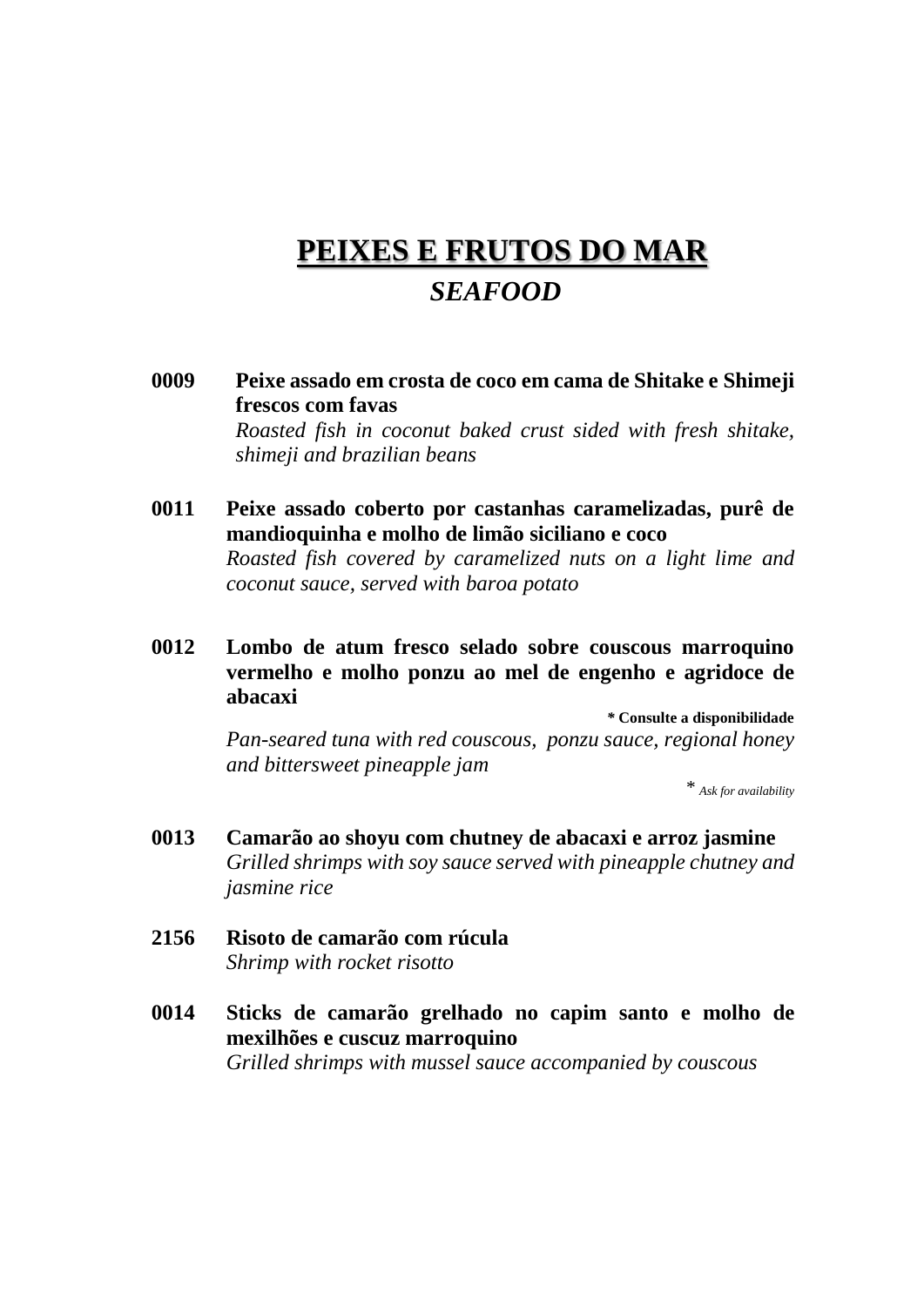# PEIXES E FRUTOS DO MAR

## *SEAFOOD*

**0009** **Peixe assado em crosta de coco em cama de Shitake e Shimeji frescos com favas**
*Roasted fish in coconut baked crust sided with fresh shitake, shimeji and brazilian beans*

**0011** **Peixe assado coberto por castanhas caramelizadas, purê de mandioquinha e molho de limão siciliano e coco**
*Roasted fish covered by caramelized nuts on a light lime and coconut sauce, served with baroa potato*

**0012** **Lombo de atum fresco selado sobre couscous marroquino vermelho e molho ponzu ao mel de engenho e agridoce de abacaxi**
**\* Consulte a disponibilidade**
*Pan-seared tuna with red couscous, ponzu sauce, regional honey and bittersweet pineapple jam*
\* *Ask for availability*

**0013** **Camarão ao shoyu com chutney de abacaxi e arroz jasmine**
*Grilled shrimps with soy sauce served with pineapple chutney and jasmine rice*

**2156** **Risoto de camarão com rúcula**
*Shrimp with rocket risotto*

**0014** **Sticks de camarão grelhado no capim santo e molho de mexilhões e cuscuz marroquino**
*Grilled shrimps with mussel sauce accompanied by couscous*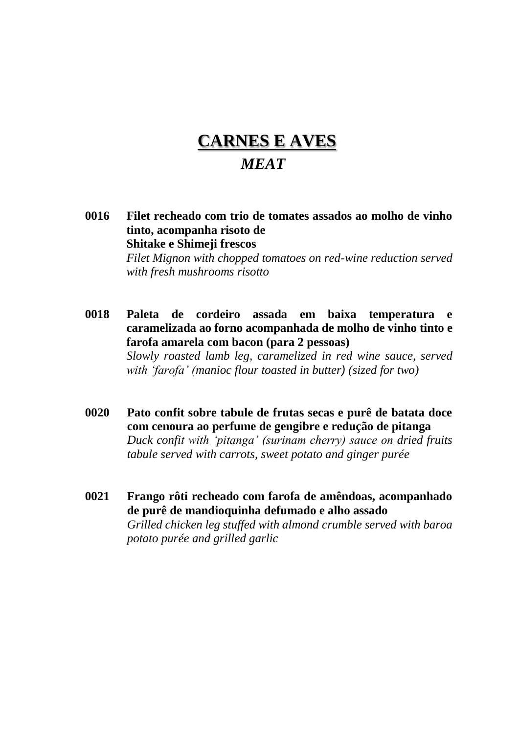# CARNES E AVES

## *MEAT*

**0016** **Filet recheado com trio de tomates assados ao molho de vinho tinto, acompanha risoto de Shitake e Shimeji frescos**
*Filet Mignon with chopped tomatoes on red-wine reduction served with fresh mushrooms risotto*

**0018** **Paleta de cordeiro assada em baixa temperatura e caramelizada ao forno acompanhada de molho de vinho tinto e farofa amarela com bacon (para 2 pessoas)**
*Slowly roasted lamb leg, caramelized in red wine sauce, served with 'farofa' (manioc flour toasted in butter) (sized for two)*

**0020** **Pato confit sobre tabule de frutas secas e purê de batata doce com cenoura ao perfume de gengibre e redução de pitanga**
*Duck confit with 'pitanga' (surinam cherry) sauce on dried fruits tabule served with carrots, sweet potato and ginger purée*

**0021** **Frango rôti recheado com farofa de amêndoas, acompanhado de purê de mandioquinha defumado e alho assado**
*Grilled chicken leg stuffed with almond crumble served with baroa potato purée and grilled garlic*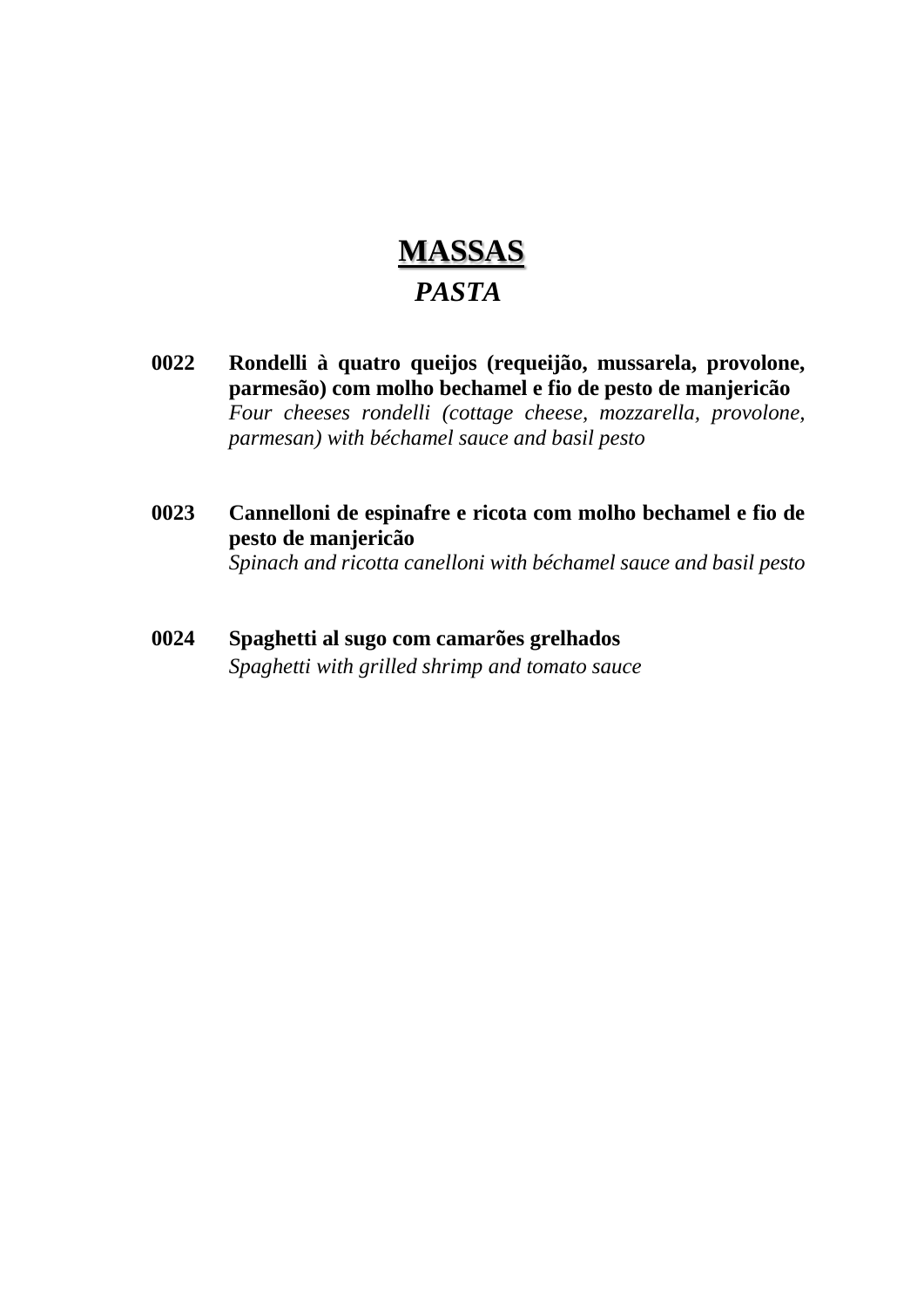# MASSAS

## *PASTA*

**0022** **Rondelli à quatro queijos (requeijão, mussarela, provolone, parmesão) com molho bechamel e fio de pesto de manjericão**
*Four cheeses rondelli (cottage cheese, mozzarella, provolone, parmesan) with béchamel sauce and basil pesto*

**0023** **Cannelloni de espinafre e ricota com molho bechamel e fio de pesto de manjericão**
*Spinach and ricotta canelloni with béchamel sauce and basil pesto*

**0024** **Spaghetti al sugo com camarões grelhados**
*Spaghetti with grilled shrimp and tomato sauce*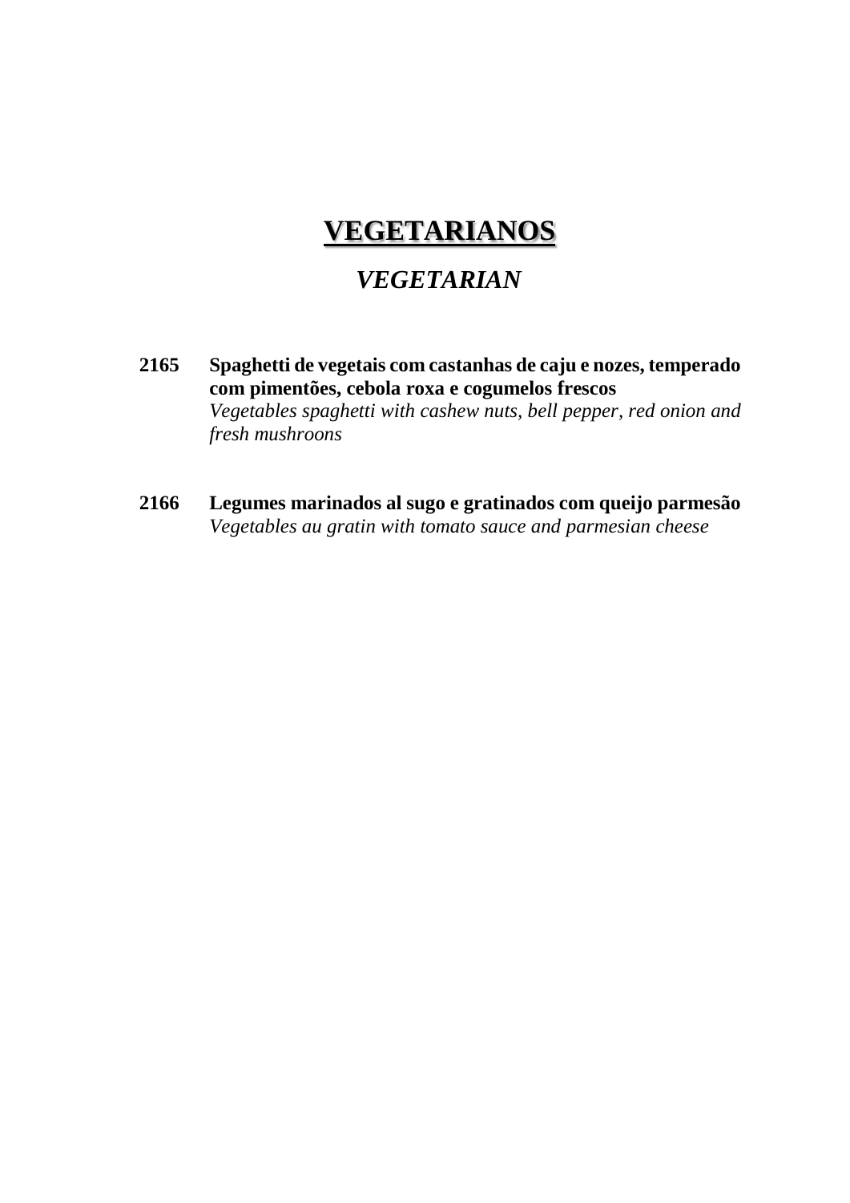# VEGETARIANOS

## *VEGETARIAN*

**2165** **Spaghetti de vegetais com castanhas de caju e nozes, temperado com pimentões, cebola roxa e cogumelos frescos**
*Vegetables spaghetti with cashew nuts, bell pepper, red onion and fresh mushroons*

**2166** **Legumes marinados al sugo e gratinados com queijo parmesão**
*Vegetables au gratin with tomato sauce and parmesian cheese*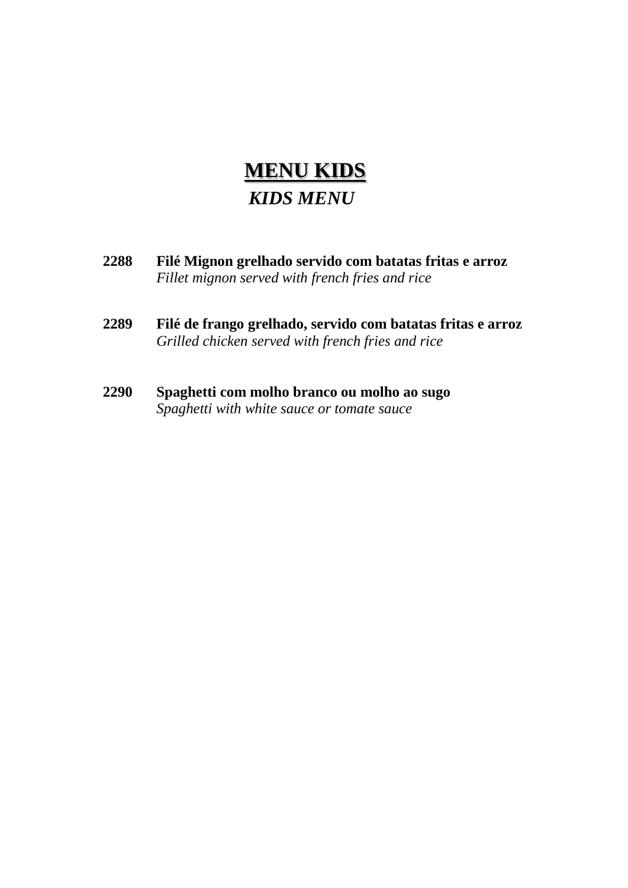# MENU KIDS

## *KIDS MENU*

**2288** **Filé Mignon grelhado servido com batatas fritas e arroz**
*Fillet mignon served with french fries and rice*

**2289** **Filé de frango grelhado, servido com batatas fritas e arroz**
*Grilled chicken served with french fries and rice*

**2290** **Spaghetti com molho branco ou molho ao sugo**
*Spaghetti with white sauce or tomate sauce*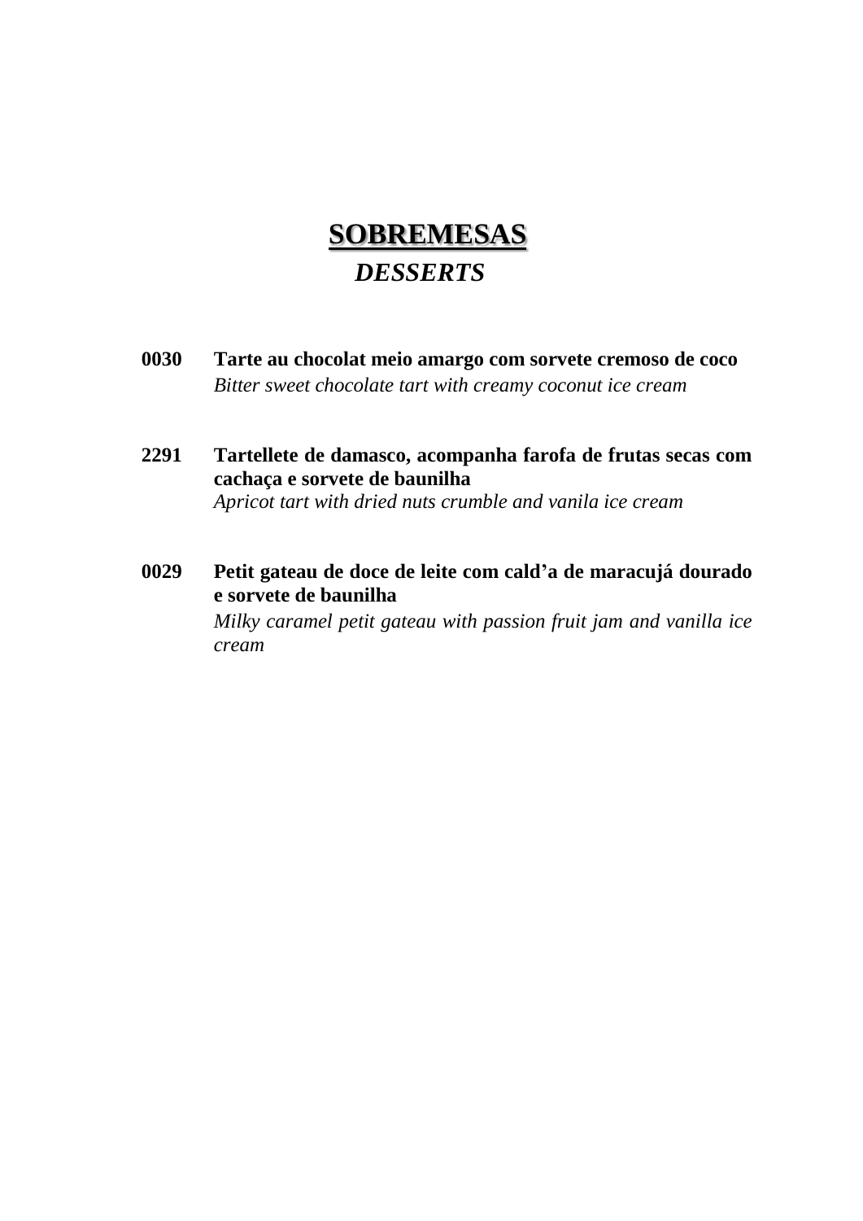# SOBREMESAS

## *DESSERTS*

**0030** **Tarte au chocolat meio amargo com sorvete cremoso de coco**
*Bitter sweet chocolate tart with creamy coconut ice cream*

**2291** **Tartellete de damasco, acompanha farofa de frutas secas com cachaça e sorvete de baunilha**
*Apricot tart with dried nuts crumble and vanila ice cream*

**0029** **Petit gateau de doce de leite com cald'a de maracujá dourado e sorvete de baunilha**
*Milky caramel petit gateau with passion fruit jam and vanilla ice cream*